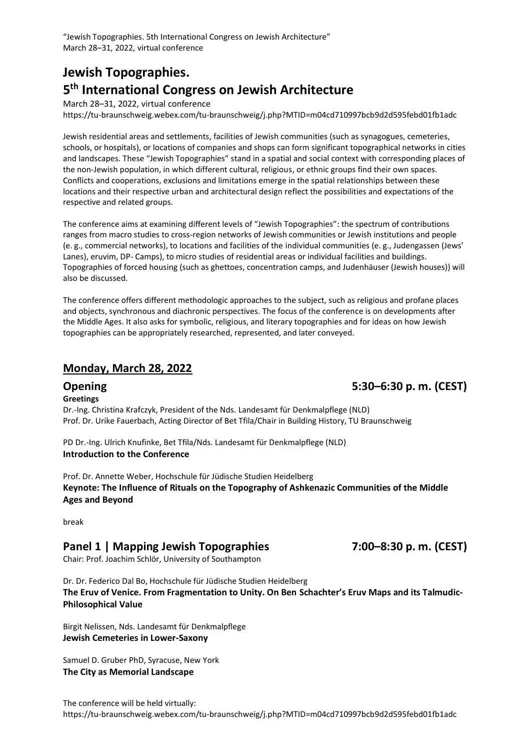# Jewish Topographies.
# 5th International Congress on Jewish Architecture

March 28–31, 2022, virtual conference
https://tu-braunschweig.webex.com/tu-braunschweig/j.php?MTID=m04cd710997bcb9d2d595febd01fb1adc

Jewish residential areas and settlements, facilities of Jewish communities (such as synagogues, cemeteries, schools, or hospitals), or locations of companies and shops can form significant topographical networks in cities and landscapes. These "Jewish Topographies" stand in a spatial and social context with corresponding places of the non-Jewish population, in which different cultural, religious, or ethnic groups find their own spaces. Conflicts and cooperations, exclusions and limitations emerge in the spatial relationships between these locations and their respective urban and architectural design reflect the possibilities and expectations of the respective and related groups.

The conference aims at examining different levels of "Jewish Topographies": the spectrum of contributions ranges from macro studies to cross-region networks of Jewish communities or Jewish institutions and people (e. g., commercial networks), to locations and facilities of the individual communities (e. g., Judengassen (Jews' Lanes), eruvim, DP- Camps), to micro studies of residential areas or individual facilities and buildings. Topographies of forced housing (such as ghettoes, concentration camps, and Judenhäuser (Jewish houses)) will also be discussed.

The conference offers different methodologic approaches to the subject, such as religious and profane places and objects, synchronous and diachronic perspectives. The focus of the conference is on developments after the Middle Ages. It also asks for symbolic, religious, and literary topographies and for ideas on how Jewish topographies can be appropriately researched, represented, and later conveyed.

## Monday, March 28, 2022

### Opening — 5:30–6:30 p. m. (CEST)

**Greetings**
Dr.-Ing. Christina Krafczyk, President of the Nds. Landesamt für Denkmalpflege (NLD)
Prof. Dr. Urike Fauerbach, Acting Director of Bet Tfila/Chair in Building History, TU Braunschweig

PD Dr.-Ing. Ulrich Knufinke, Bet Tfila/Nds. Landesamt für Denkmalpflege (NLD)
**Introduction to the Conference**

Prof. Dr. Annette Weber, Hochschule für Jüdische Studien Heidelberg
**Keynote: The Influence of Rituals on the Topography of Ashkenazic Communities of the Middle Ages and Beyond**

break

### Panel 1 | Mapping Jewish Topographies — 7:00–8:30 p. m. (CEST)

Chair: Prof. Joachim Schlör, University of Southampton

Dr. Dr. Federico Dal Bo, Hochschule für Jüdische Studien Heidelberg
**The Eruv of Venice. From Fragmentation to Unity. On Ben Schachter's Eruv Maps and its Talmudic-Philosophical Value**

Birgit Nelissen, Nds. Landesamt für Denkmalpflege
**Jewish Cemeteries in Lower-Saxony**

Samuel D. Gruber PhD, Syracuse, New York
**The City as Memorial Landscape**

The conference will be held virtually:
https://tu-braunschweig.webex.com/tu-braunschweig/j.php?MTID=m04cd710997bcb9d2d595febd01fb1adc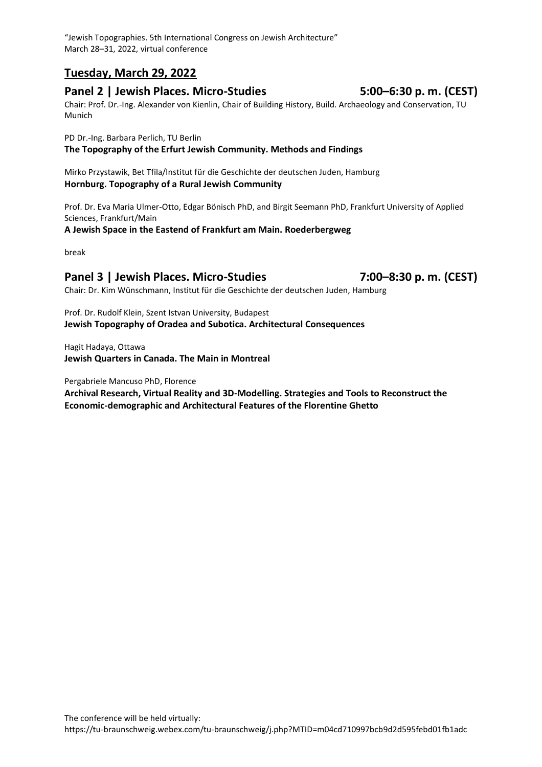## Tuesday, March 29, 2022

### Panel 2 | Jewish Places. Micro-Studies — 5:00–6:30 p. m. (CEST)

Chair: Prof. Dr.-Ing. Alexander von Kienlin, Chair of Building History, Build. Archaeology and Conservation, TU Munich

PD Dr.-Ing. Barbara Perlich, TU Berlin
**The Topography of the Erfurt Jewish Community. Methods and Findings**

Mirko Przystawik, Bet Tfila/Institut für die Geschichte der deutschen Juden, Hamburg
**Hornburg. Topography of a Rural Jewish Community**

Prof. Dr. Eva Maria Ulmer-Otto, Edgar Bönisch PhD, and Birgit Seemann PhD, Frankfurt University of Applied Sciences, Frankfurt/Main
**A Jewish Space in the Eastend of Frankfurt am Main. Roederbergweg**

break

### Panel 3 | Jewish Places. Micro-Studies — 7:00–8:30 p. m. (CEST)

Chair: Dr. Kim Wünschmann, Institut für die Geschichte der deutschen Juden, Hamburg

Prof. Dr. Rudolf Klein, Szent Istvan University, Budapest
**Jewish Topography of Oradea and Subotica. Architectural Consequences**

Hagit Hadaya, Ottawa
**Jewish Quarters in Canada. The Main in Montreal**

Pergabriele Mancuso PhD, Florence
**Archival Research, Virtual Reality and 3D-Modelling. Strategies and Tools to Reconstruct the Economic-demographic and Architectural Features of the Florentine Ghetto**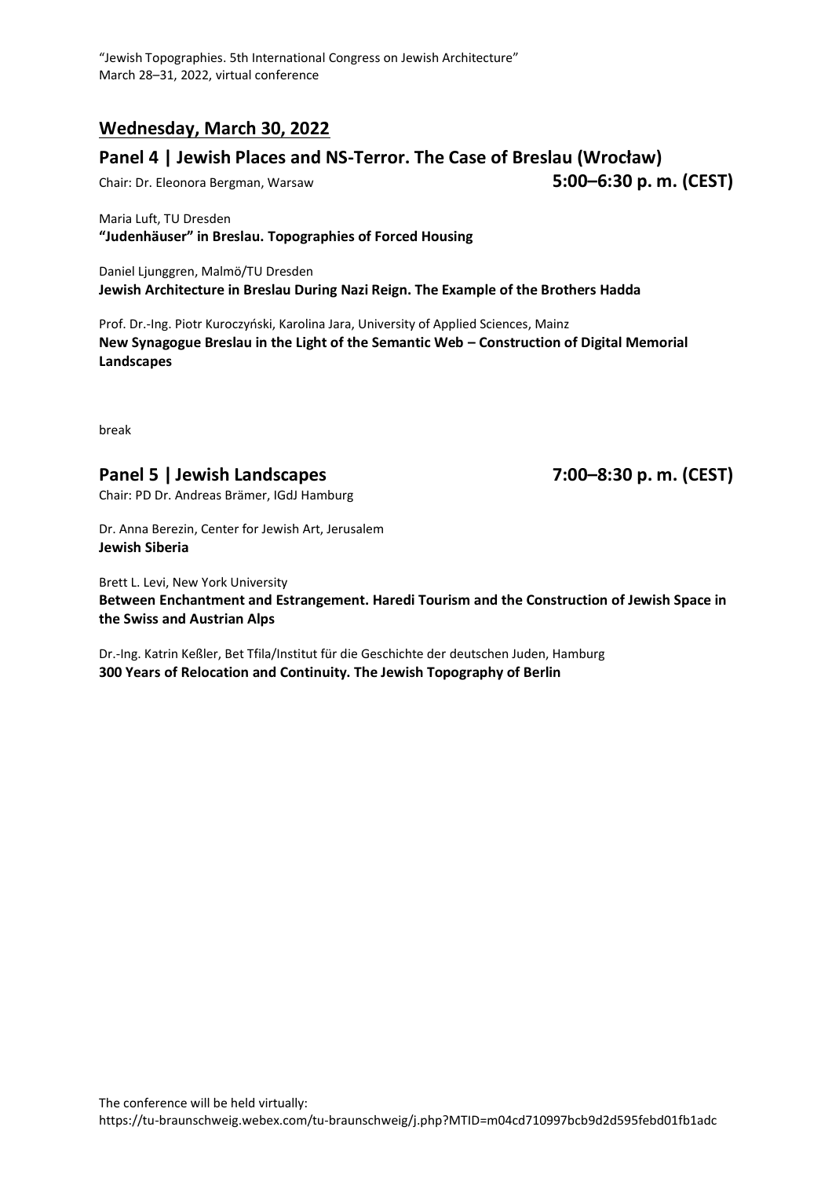## Wednesday, March 30, 2022

### Panel 4 | Jewish Places and NS-Terror. The Case of Breslau (Wrocław)

Chair: Dr. Eleonora Bergman, Warsaw **5:00–6:30 p. m. (CEST)**

Maria Luft, TU Dresden
**"Judenhäuser" in Breslau. Topographies of Forced Housing**

Daniel Ljunggren, Malmö/TU Dresden
**Jewish Architecture in Breslau During Nazi Reign. The Example of the Brothers Hadda**

Prof. Dr.-Ing. Piotr Kuroczyński, Karolina Jara, University of Applied Sciences, Mainz
**New Synagogue Breslau in the Light of the Semantic Web – Construction of Digital Memorial Landscapes**

break

### Panel 5 | Jewish Landscapes **7:00–8:30 p. m. (CEST)**

Chair: PD Dr. Andreas Brämer, IGdJ Hamburg

Dr. Anna Berezin, Center for Jewish Art, Jerusalem
**Jewish Siberia**

Brett L. Levi, New York University
**Between Enchantment and Estrangement. Haredi Tourism and the Construction of Jewish Space in the Swiss and Austrian Alps**

Dr.-Ing. Katrin Keßler, Bet Tfila/Institut für die Geschichte der deutschen Juden, Hamburg
**300 Years of Relocation and Continuity. The Jewish Topography of Berlin**

The conference will be held virtually:
https://tu-braunschweig.webex.com/tu-braunschweig/j.php?MTID=m04cd710997bcb9d2d595febd01fb1adc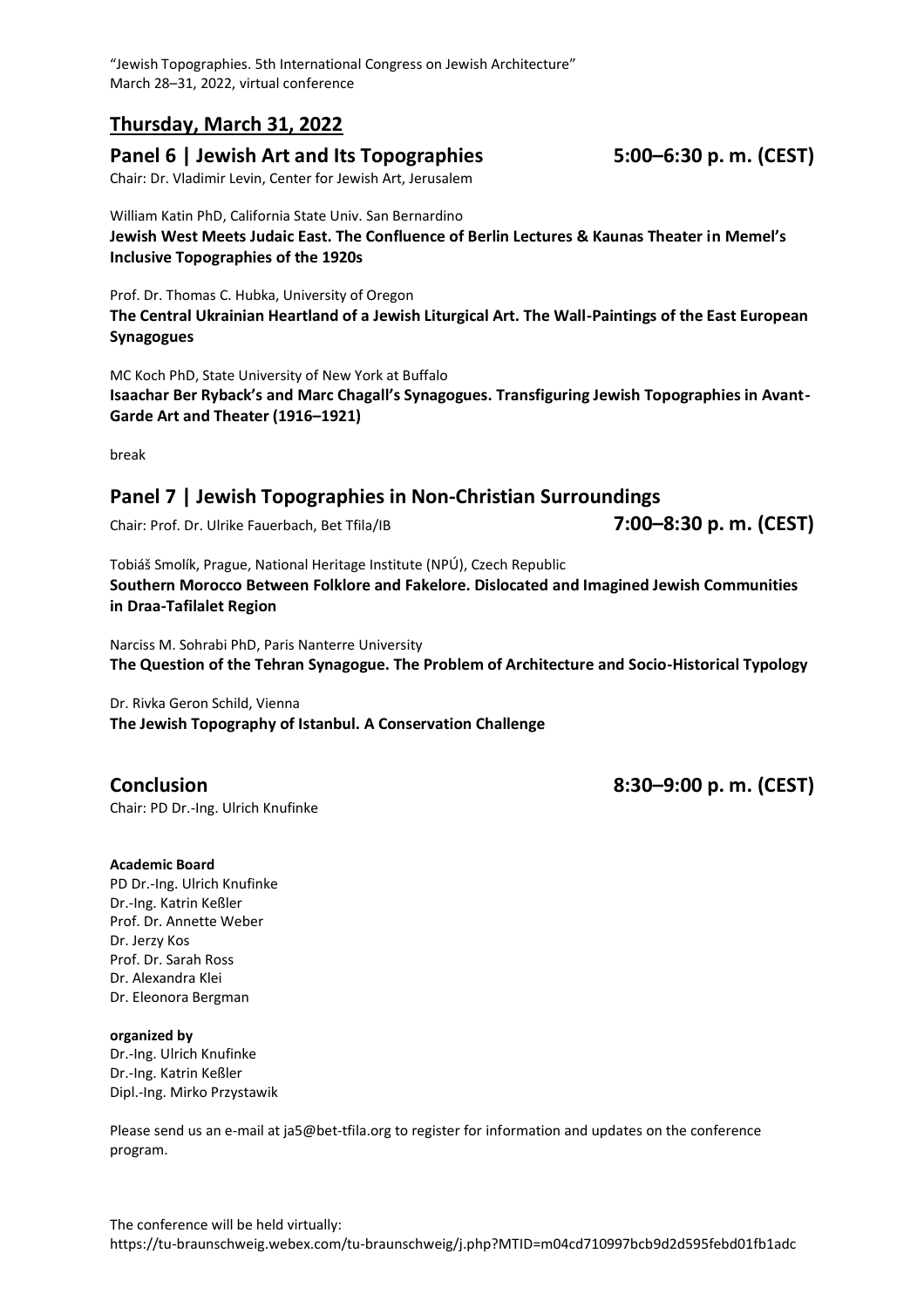## Thursday, March 31, 2022

### Panel 6 | Jewish Art and Its Topographies — 5:00–6:30 p. m. (CEST)

Chair: Dr. Vladimir Levin, Center for Jewish Art, Jerusalem

William Katin PhD, California State Univ. San Bernardino
**Jewish West Meets Judaic East. The Confluence of Berlin Lectures & Kaunas Theater in Memel's Inclusive Topographies of the 1920s**

Prof. Dr. Thomas C. Hubka, University of Oregon
**The Central Ukrainian Heartland of a Jewish Liturgical Art. The Wall-Paintings of the East European Synagogues**

MC Koch PhD, State University of New York at Buffalo
**Isaachar Ber Ryback's and Marc Chagall's Synagogues. Transfiguring Jewish Topographies in Avant-Garde Art and Theater (1916–1921)**

break

### Panel 7 | Jewish Topographies in Non-Christian Surroundings — 7:00–8:30 p. m. (CEST)

Chair: Prof. Dr. Ulrike Fauerbach, Bet Tfila/IB

Tobiáš Smolík, Prague, National Heritage Institute (NPÚ), Czech Republic
**Southern Morocco Between Folklore and Fakelore. Dislocated and Imagined Jewish Communities in Draa-Tafilalet Region**

Narciss M. Sohrabi PhD, Paris Nanterre University
**The Question of the Tehran Synagogue. The Problem of Architecture and Socio-Historical Typology**

Dr. Rivka Geron Schild, Vienna
**The Jewish Topography of Istanbul. A Conservation Challenge**

### Conclusion — 8:30–9:00 p. m. (CEST)

Chair: PD Dr.-Ing. Ulrich Knufinke

**Academic Board**
PD Dr.-Ing. Ulrich Knufinke
Dr.-Ing. Katrin Keßler
Prof. Dr. Annette Weber
Dr. Jerzy Kos
Prof. Dr. Sarah Ross
Dr. Alexandra Klei
Dr. Eleonora Bergman

**organized by**
Dr.-Ing. Ulrich Knufinke
Dr.-Ing. Katrin Keßler
Dipl.-Ing. Mirko Przystawik

Please send us an e-mail at ja5@bet-tfila.org to register for information and updates on the conference program.

The conference will be held virtually:
https://tu-braunschweig.webex.com/tu-braunschweig/j.php?MTID=m04cd710997bcb9d2d595febd01fb1adc